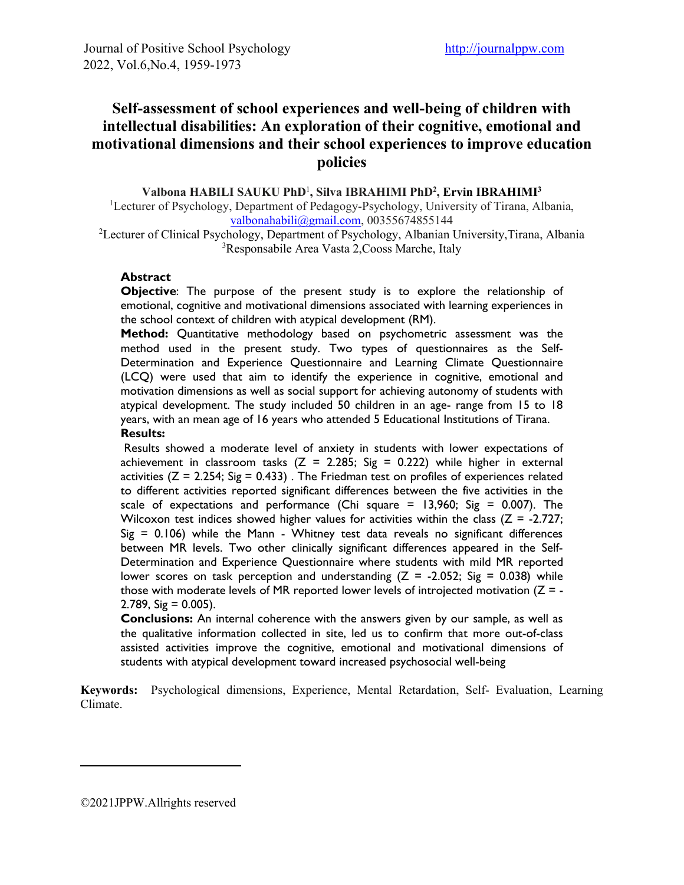# Self-assessment of school experiences and well-being of children with intellectual disabilities: An exploration of their cognitive, emotional and motivational dimensions and their school experiences to improve education policies

**Valbona HABILI SAUKU PhD**[1], **Silva IBRAHIMI PhD**[2], **Ervin IBRAHIMI**[3]

[1]Lecturer of Psychology, Department of Pedagogy-Psychology, University of Tirana, Albania, valbonahabili@gmail.com, 00355674855144

[2]Lecturer of Clinical Psychology, Department of Psychology, Albanian University,Tirana, Albania

[3]Responsabile Area Vasta 2,Cooss Marche, Italy

## Abstract

**Objective**: The purpose of the present study is to explore the relationship of emotional, cognitive and motivational dimensions associated with learning experiences in the school context of children with atypical development (RM).

**Method:** Quantitative methodology based on psychometric assessment was the method used in the present study. Two types of questionnaires as the Self-Determination and Experience Questionnaire and Learning Climate Questionnaire (LCQ) were used that aim to identify the experience in cognitive, emotional and motivation dimensions as well as social support for achieving autonomy of students with atypical development. The study included 50 children in an age- range from 15 to 18 years, with an mean age of 16 years who attended 5 Educational Institutions of Tirana.

**Results:**

Results showed a moderate level of anxiety in students with lower expectations of achievement in classroom tasks (Z = 2.285; Sig = 0.222) while higher in external activities (Z = 2.254; Sig = 0.433) . The Friedman test on profiles of experiences related to different activities reported significant differences between the five activities in the scale of expectations and performance (Chi square = 13,960; Sig = 0.007). The Wilcoxon test indices showed higher values for activities within the class (Z = -2.727; Sig = 0.106) while the Mann - Whitney test data reveals no significant differences between MR levels. Two other clinically significant differences appeared in the Self-Determination and Experience Questionnaire where students with mild MR reported lower scores on task perception and understanding (Z = -2.052; Sig = 0.038) while those with moderate levels of MR reported lower levels of introjected motivation (Z = -2.789, Sig = 0.005).

**Conclusions:** An internal coherence with the answers given by our sample, as well as the qualitative information collected in site, led us to confirm that more out-of-class assisted activities improve the cognitive, emotional and motivational dimensions of students with atypical development toward increased psychosocial well-being

**Keywords:** Psychological dimensions, Experience, Mental Retardation, Self- Evaluation, Learning Climate.

©2021JPPW.Allrights reserved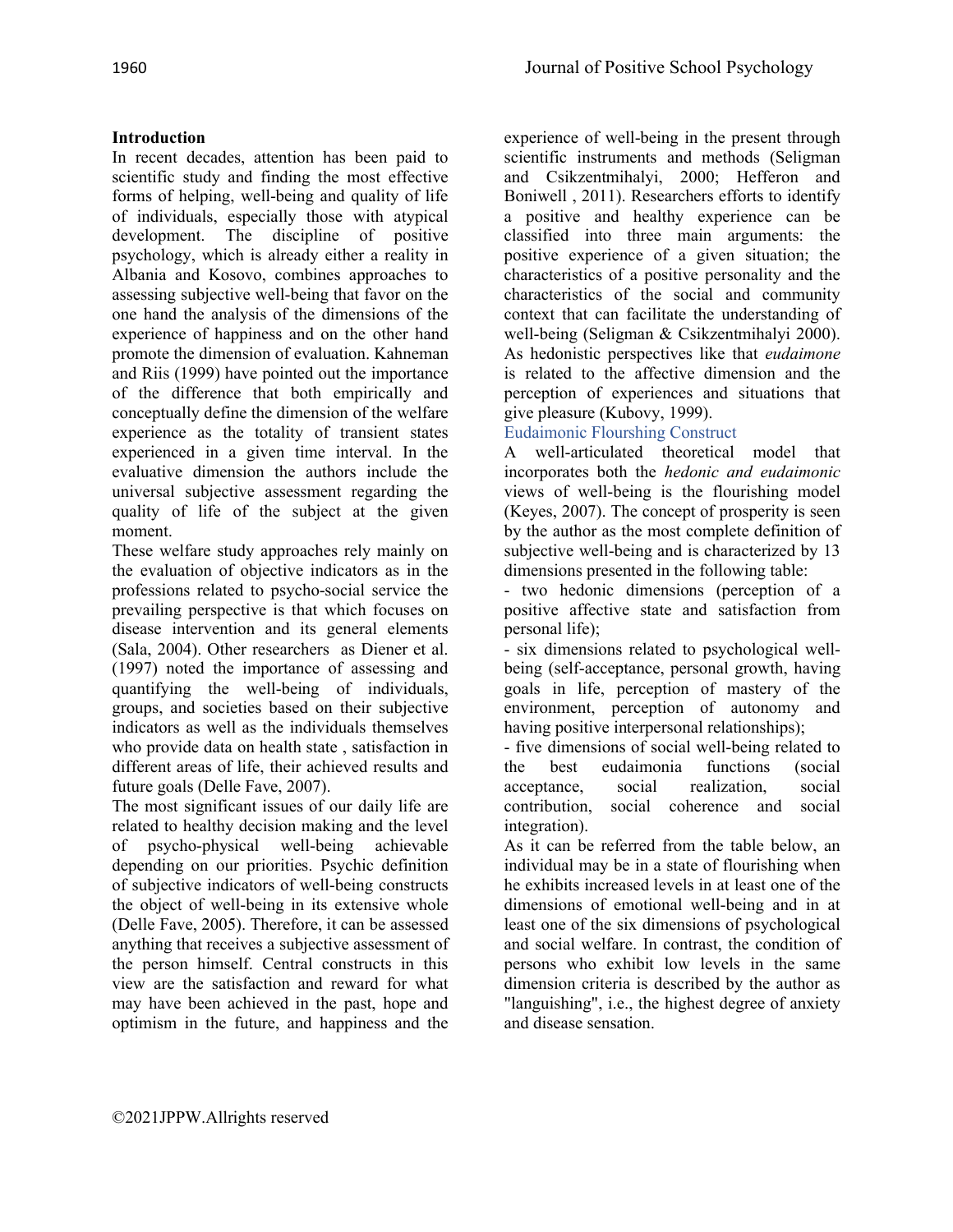## Introduction

In recent decades, attention has been paid to scientific study and finding the most effective forms of helping, well-being and quality of life of individuals, especially those with atypical development. The discipline of positive psychology, which is already either a reality in Albania and Kosovo, combines approaches to assessing subjective well-being that favor on the one hand the analysis of the dimensions of the experience of happiness and on the other hand promote the dimension of evaluation. Kahneman and Riis (1999) have pointed out the importance of the difference that both empirically and conceptually define the dimension of the welfare experience as the totality of transient states experienced in a given time interval. In the evaluative dimension the authors include the universal subjective assessment regarding the quality of life of the subject at the given moment.

These welfare study approaches rely mainly on the evaluation of objective indicators as in the professions related to psycho-social service the prevailing perspective is that which focuses on disease intervention and its general elements (Sala, 2004). Other researchers as Diener et al. (1997) noted the importance of assessing and quantifying the well-being of individuals, groups, and societies based on their subjective indicators as well as the individuals themselves who provide data on health state , satisfaction in different areas of life, their achieved results and future goals (Delle Fave, 2007).

The most significant issues of our daily life are related to healthy decision making and the level of psycho-physical well-being achievable depending on our priorities. Psychic definition of subjective indicators of well-being constructs the object of well-being in its extensive whole (Delle Fave, 2005). Therefore, it can be assessed anything that receives a subjective assessment of the person himself. Central constructs in this view are the satisfaction and reward for what may have been achieved in the past, hope and optimism in the future, and happiness and the experience of well-being in the present through scientific instruments and methods (Seligman and Csikzentmihalyi, 2000; Hefferon and Boniwell , 2011). Researchers efforts to identify a positive and healthy experience can be classified into three main arguments: the positive experience of a given situation; the characteristics of a positive personality and the characteristics of the social and community context that can facilitate the understanding of well-being (Seligman & Csikzentmihalyi 2000). As hedonistic perspectives like that *eudaimone* is related to the affective dimension and the perception of experiences and situations that give pleasure (Kubovy, 1999).

### Eudaimonic Flourshing Construct

A well-articulated theoretical model that incorporates both the *hedonic and eudaimonic* views of well-being is the flourishing model (Keyes, 2007). The concept of prosperity is seen by the author as the most complete definition of subjective well-being and is characterized by 13 dimensions presented in the following table:

- two hedonic dimensions (perception of a positive affective state and satisfaction from personal life);
- six dimensions related to psychological well-being (self-acceptance, personal growth, having goals in life, perception of mastery of the environment, perception of autonomy and having positive interpersonal relationships);
- five dimensions of social well-being related to the best eudaimonia functions (social acceptance, social realization, social contribution, social coherence and social integration).

As it can be referred from the table below, an individual may be in a state of flourishing when he exhibits increased levels in at least one of the dimensions of emotional well-being and in at least one of the six dimensions of psychological and social welfare. In contrast, the condition of persons who exhibit low levels in the same dimension criteria is described by the author as "languishing", i.e., the highest degree of anxiety and disease sensation.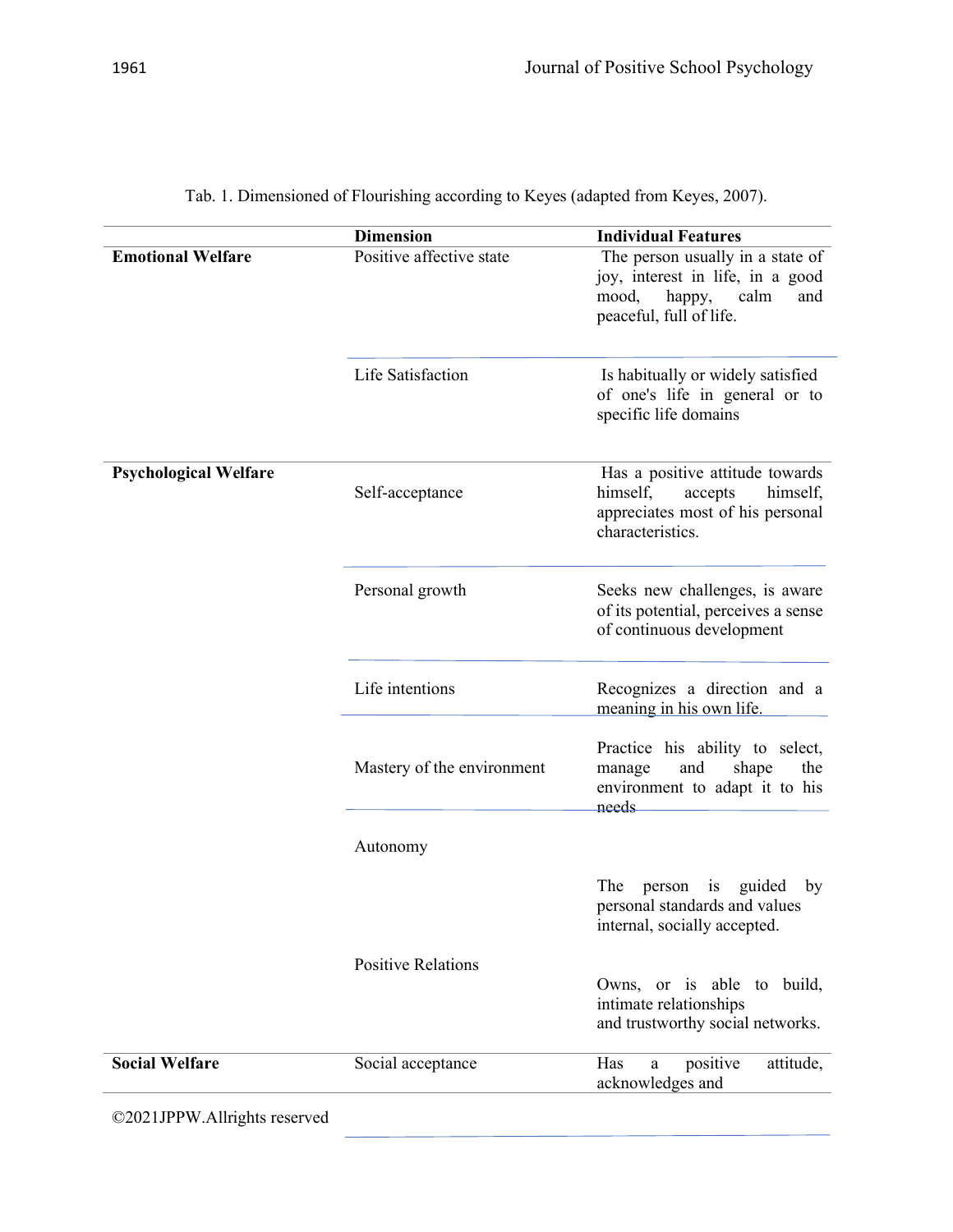Tab. 1. Dimensioned of Flourishing according to Keyes (adapted from Keyes, 2007).

| | Dimension | Individual Features |
|---|---|---|
| **Emotional Welfare** | Positive affective state | The person usually in a state of joy, interest in life, in a good mood, happy, calm and peaceful, full of life. |
| | Life Satisfaction | Is habitually or widely satisfied of one's life in general or to specific life domains |
| **Psychological Welfare** | Self-acceptance | Has a positive attitude towards himself, accepts himself, appreciates most of his personal characteristics. |
| | Personal growth | Seeks new challenges, is aware of its potential, perceives a sense of continuous development |
| | Life intentions | Recognizes a direction and a meaning in his own life. |
| | Mastery of the environment | Practice his ability to select, manage and shape the environment to adapt it to his needs |
| | Autonomy | The person is guided by personal standards and values internal, socially accepted. |
| | Positive Relations | Owns, or is able to build, intimate relationships and trustworthy social networks. |
| **Social Welfare** | Social acceptance | Has a positive attitude, acknowledges and |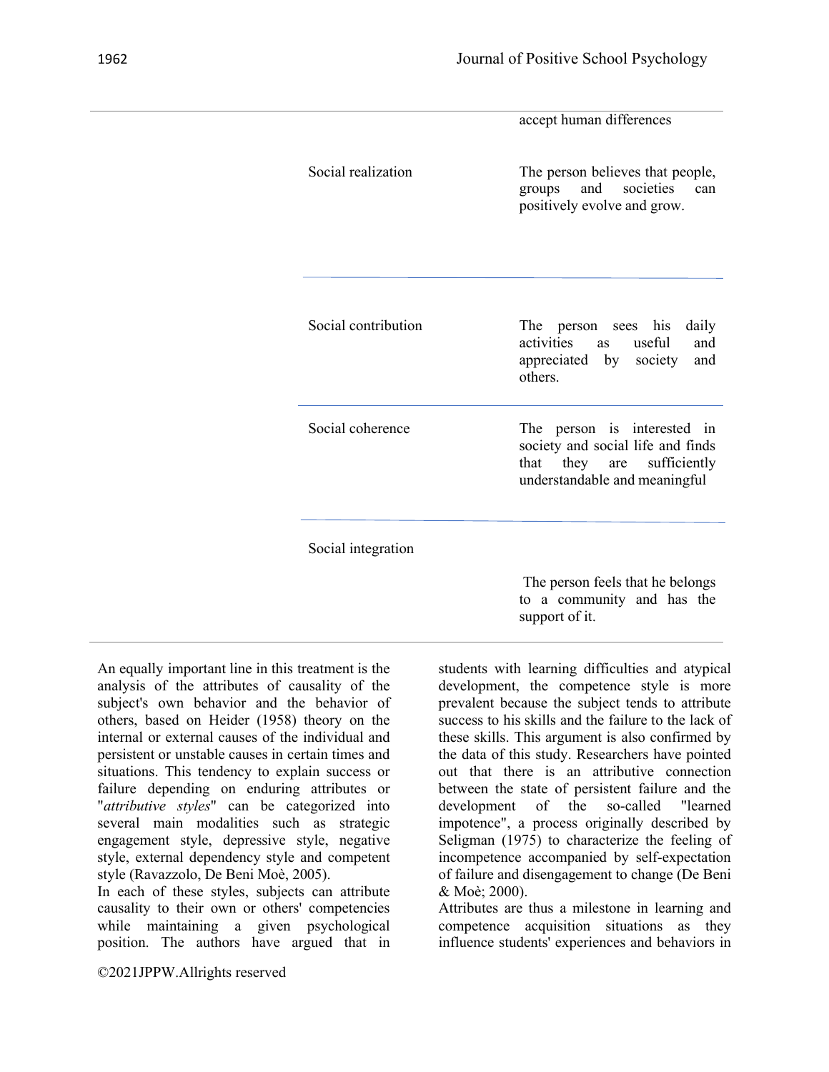| | |
|---|---|
| | accept human differences |
| Social realization | The person believes that people, groups and societies can positively evolve and grow. |
| Social contribution | The person sees his daily activities as useful and appreciated by society and others. |
| Social coherence | The person is interested in society and social life and finds that they are sufficiently understandable and meaningful |
| Social integration | The person feels that he belongs to a community and has the support of it. |

An equally important line in this treatment is the analysis of the attributes of causality of the subject's own behavior and the behavior of others, based on Heider (1958) theory on the internal or external causes of the individual and persistent or unstable causes in certain times and situations. This tendency to explain success or failure depending on enduring attributes or "*attributive styles*" can be categorized into several main modalities such as strategic engagement style, depressive style, negative style, external dependency style and competent style (Ravazzolo, De Beni Moè, 2005).

In each of these styles, subjects can attribute causality to their own or others' competencies while maintaining a given psychological position. The authors have argued that in students with learning difficulties and atypical development, the competence style is more prevalent because the subject tends to attribute success to his skills and the failure to the lack of these skills. This argument is also confirmed by the data of this study. Researchers have pointed out that there is an attributive connection between the state of persistent failure and the development of the so-called "learned impotence", a process originally described by Seligman (1975) to characterize the feeling of incompetence accompanied by self-expectation of failure and disengagement to change (De Beni & Moè; 2000).

Attributes are thus a milestone in learning and competence acquisition situations as they influence students' experiences and behaviors in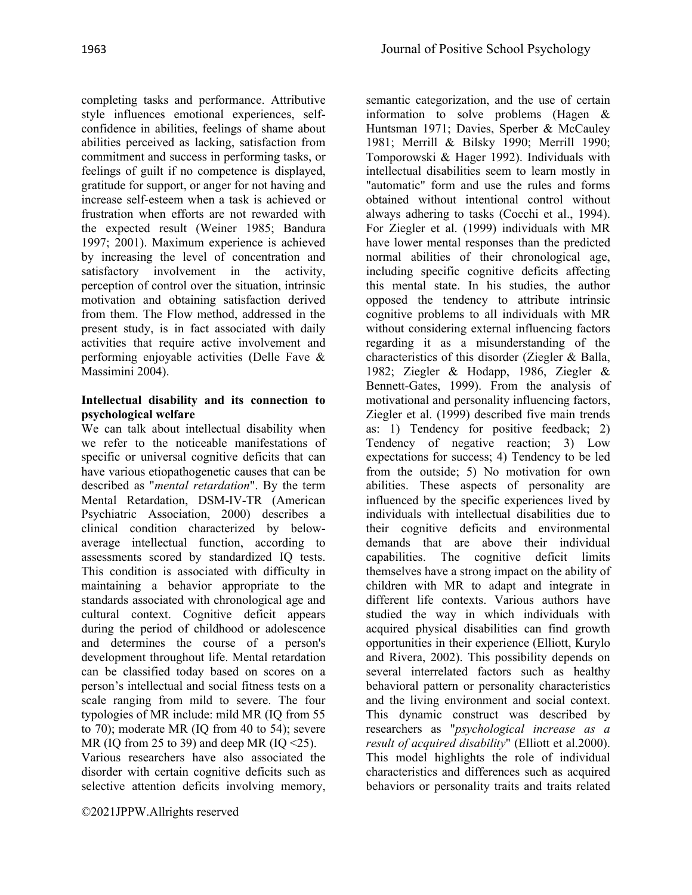completing tasks and performance. Attributive style influences emotional experiences, self-confidence in abilities, feelings of shame about abilities perceived as lacking, satisfaction from commitment and success in performing tasks, or feelings of guilt if no competence is displayed, gratitude for support, or anger for not having and increase self-esteem when a task is achieved or frustration when efforts are not rewarded with the expected result (Weiner 1985; Bandura 1997; 2001). Maximum experience is achieved by increasing the level of concentration and satisfactory involvement in the activity, perception of control over the situation, intrinsic motivation and obtaining satisfaction derived from them. The Flow method, addressed in the present study, is in fact associated with daily activities that require active involvement and performing enjoyable activities (Delle Fave & Massimini 2004).

**Intellectual disability and its connection to psychological welfare**

We can talk about intellectual disability when we refer to the noticeable manifestations of specific or universal cognitive deficits that can have various etiopathogenetic causes that can be described as "*mental retardation*". By the term Mental Retardation, DSM-IV-TR (American Psychiatric Association, 2000) describes a clinical condition characterized by below-average intellectual function, according to assessments scored by standardized IQ tests. This condition is associated with difficulty in maintaining a behavior appropriate to the standards associated with chronological age and cultural context. Cognitive deficit appears during the period of childhood or adolescence and determines the course of a person's development throughout life. Mental retardation can be classified today based on scores on a person's intellectual and social fitness tests on a scale ranging from mild to severe. The four typologies of MR include: mild MR (IQ from 55 to 70); moderate MR (IQ from 40 to 54); severe MR (IQ from 25 to 39) and deep MR (IQ <25).

Various researchers have also associated the disorder with certain cognitive deficits such as selective attention deficits involving memory, semantic categorization, and the use of certain information to solve problems (Hagen & Huntsman 1971; Davies, Sperber & McCauley 1981; Merrill & Bilsky 1990; Merrill 1990; Tomporowski & Hager 1992). Individuals with intellectual disabilities seem to learn mostly in "automatic" form and use the rules and forms obtained without intentional control without always adhering to tasks (Cocchi et al., 1994). For Ziegler et al. (1999) individuals with MR have lower mental responses than the predicted normal abilities of their chronological age, including specific cognitive deficits affecting this mental state. In his studies, the author opposed the tendency to attribute intrinsic cognitive problems to all individuals with MR without considering external influencing factors regarding it as a misunderstanding of the characteristics of this disorder (Ziegler & Balla, 1982; Ziegler & Hodapp, 1986, Ziegler & Bennett-Gates, 1999). From the analysis of motivational and personality influencing factors, Ziegler et al. (1999) described five main trends as: 1) Tendency for positive feedback; 2) Tendency of negative reaction; 3) Low expectations for success; 4) Tendency to be led from the outside; 5) No motivation for own abilities. These aspects of personality are influenced by the specific experiences lived by individuals with intellectual disabilities due to their cognitive deficits and environmental demands that are above their individual capabilities. The cognitive deficit limits themselves have a strong impact on the ability of children with MR to adapt and integrate in different life contexts. Various authors have studied the way in which individuals with acquired physical disabilities can find growth opportunities in their experience (Elliott, Kurylo and Rivera, 2002). This possibility depends on several interrelated factors such as healthy behavioral pattern or personality characteristics and the living environment and social context. This dynamic construct was described by researchers as "*psychological increase as a result of acquired disability*" (Elliott et al.2000). This model highlights the role of individual characteristics and differences such as acquired behaviors or personality traits and traits related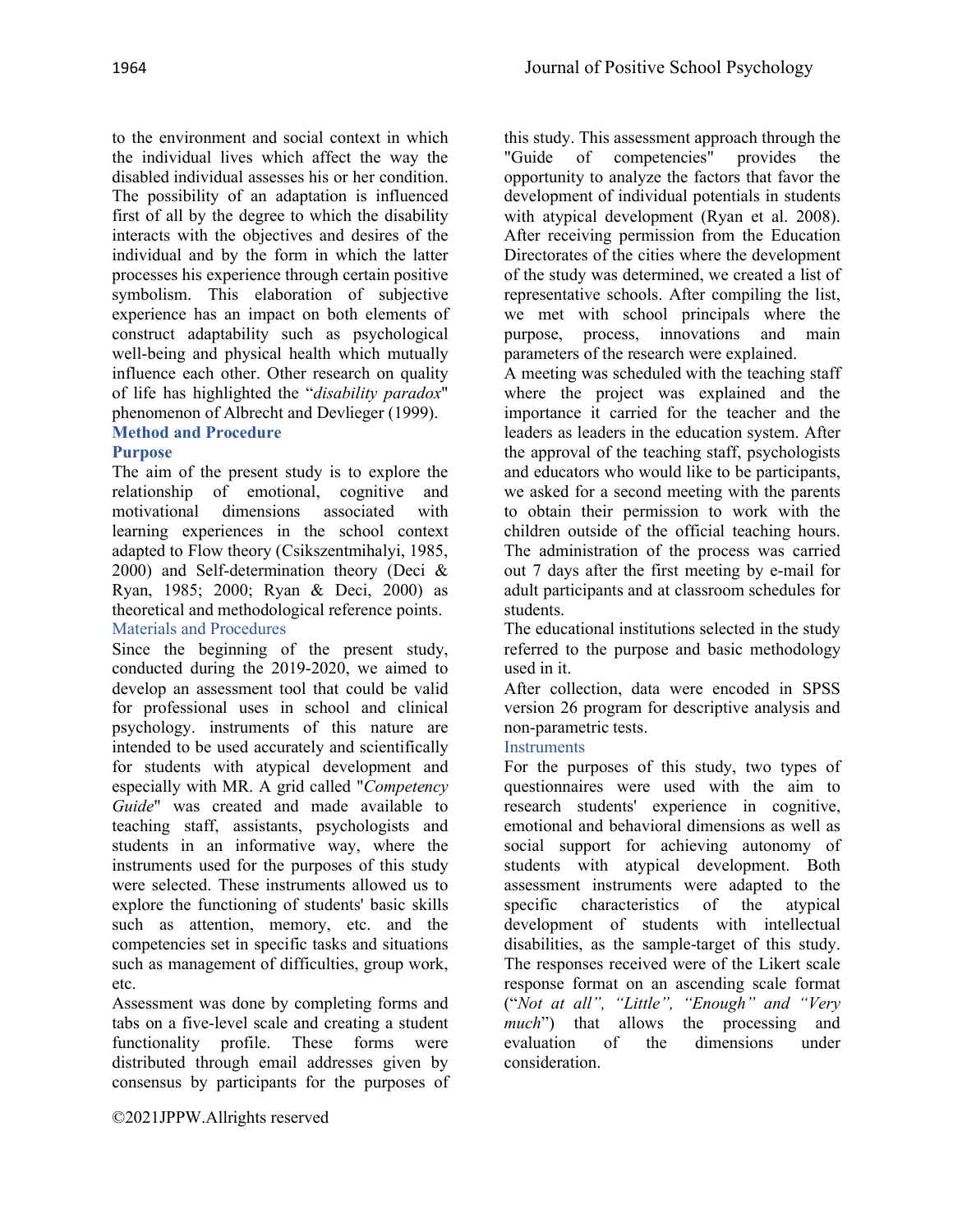to the environment and social context in which the individual lives which affect the way the disabled individual assesses his or her condition. The possibility of an adaptation is influenced first of all by the degree to which the disability interacts with the objectives and desires of the individual and by the form in which the latter processes his experience through certain positive symbolism. This elaboration of subjective experience has an impact on both elements of construct adaptability such as psychological well-being and physical health which mutually influence each other. Other research on quality of life has highlighted the "*disability paradox*" phenomenon of Albrecht and Devlieger (1999).

## Method and Procedure

### Purpose

The aim of the present study is to explore the relationship of emotional, cognitive and motivational dimensions associated with learning experiences in the school context adapted to Flow theory (Csikszentmihalyi, 1985, 2000) and Self-determination theory (Deci & Ryan, 1985; 2000; Ryan & Deci, 2000) as theoretical and methodological reference points.

### Materials and Procedures

Since the beginning of the present study, conducted during the 2019-2020, we aimed to develop an assessment tool that could be valid for professional uses in school and clinical psychology. instruments of this nature are intended to be used accurately and scientifically for students with atypical development and especially with MR. A grid called "*Competency Guide*" was created and made available to teaching staff, assistants, psychologists and students in an informative way, where the instruments used for the purposes of this study were selected. These instruments allowed us to explore the functioning of students' basic skills such as attention, memory, etc. and the competencies set in specific tasks and situations such as management of difficulties, group work, etc.

Assessment was done by completing forms and tabs on a five-level scale and creating a student functionality profile. These forms were distributed through email addresses given by consensus by participants for the purposes of this study. This assessment approach through the "Guide of competencies" provides the opportunity to analyze the factors that favor the development of individual potentials in students with atypical development (Ryan et al. 2008). After receiving permission from the Education Directorates of the cities where the development of the study was determined, we created a list of representative schools. After compiling the list, we met with school principals where the purpose, process, innovations and main parameters of the research were explained.

A meeting was scheduled with the teaching staff where the project was explained and the importance it carried for the teacher and the leaders as leaders in the education system. After the approval of the teaching staff, psychologists and educators who would like to be participants, we asked for a second meeting with the parents to obtain their permission to work with the children outside of the official teaching hours. The administration of the process was carried out 7 days after the first meeting by e-mail for adult participants and at classroom schedules for students.

The educational institutions selected in the study referred to the purpose and basic methodology used in it.

After collection, data were encoded in SPSS version 26 program for descriptive analysis and non-parametric tests.

### Instruments

For the purposes of this study, two types of questionnaires were used with the aim to research students' experience in cognitive, emotional and behavioral dimensions as well as social support for achieving autonomy of students with atypical development. Both assessment instruments were adapted to the specific characteristics of the atypical development of students with intellectual disabilities, as the sample-target of this study. The responses received were of the Likert scale response format on an ascending scale format ("*Not at all", "Little", "Enough" and "Very much*") that allows the processing and evaluation of the dimensions under consideration.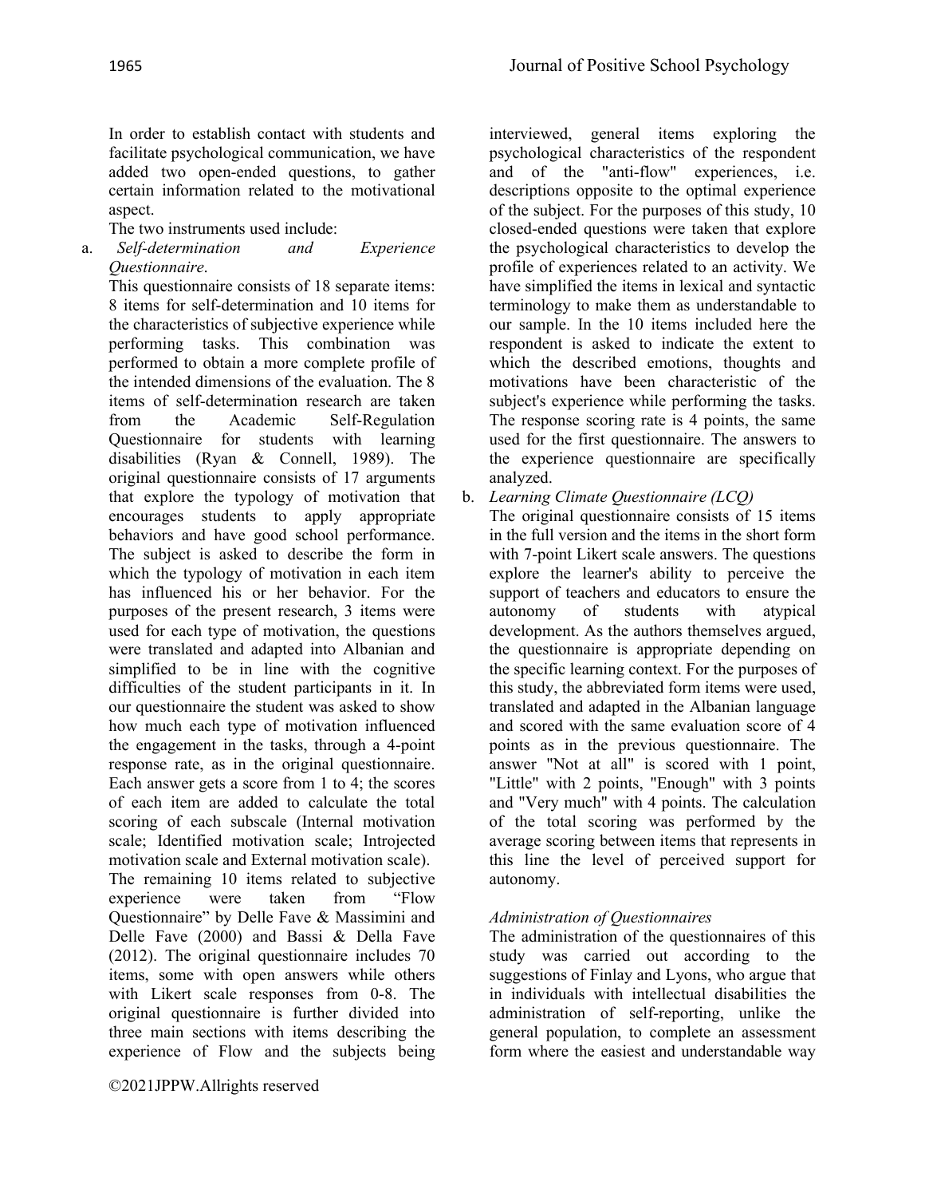In order to establish contact with students and facilitate psychological communication, we have added two open-ended questions, to gather certain information related to the motivational aspect.

The two instruments used include:

a. *Self-determination and Experience Questionnaire*.

This questionnaire consists of 18 separate items: 8 items for self-determination and 10 items for the characteristics of subjective experience while performing tasks. This combination was performed to obtain a more complete profile of the intended dimensions of the evaluation. The 8 items of self-determination research are taken from the Academic Self-Regulation Questionnaire for students with learning disabilities (Ryan & Connell, 1989). The original questionnaire consists of 17 arguments that explore the typology of motivation that encourages students to apply appropriate behaviors and have good school performance. The subject is asked to describe the form in which the typology of motivation in each item has influenced his or her behavior. For the purposes of the present research, 3 items were used for each type of motivation, the questions were translated and adapted into Albanian and simplified to be in line with the cognitive difficulties of the student participants in it. In our questionnaire the student was asked to show how much each type of motivation influenced the engagement in the tasks, through a 4-point response rate, as in the original questionnaire. Each answer gets a score from 1 to 4; the scores of each item are added to calculate the total scoring of each subscale (Internal motivation scale; Identified motivation scale; Introjected motivation scale and External motivation scale).

The remaining 10 items related to subjective experience were taken from "Flow Questionnaire" by Delle Fave & Massimini and Delle Fave (2000) and Bassi & Della Fave (2012). The original questionnaire includes 70 items, some with open answers while others with Likert scale responses from 0-8. The original questionnaire is further divided into three main sections with items describing the experience of Flow and the subjects being interviewed, general items exploring the psychological characteristics of the respondent and of the "anti-flow" experiences, i.e. descriptions opposite to the optimal experience of the subject. For the purposes of this study, 10 closed-ended questions were taken that explore the psychological characteristics to develop the profile of experiences related to an activity. We have simplified the items in lexical and syntactic terminology to make them as understandable to our sample. In the 10 items included here the respondent is asked to indicate the extent to which the described emotions, thoughts and motivations have been characteristic of the subject's experience while performing the tasks. The response scoring rate is 4 points, the same used for the first questionnaire. The answers to the experience questionnaire are specifically analyzed.

b. *Learning Climate Questionnaire (LCQ)*

The original questionnaire consists of 15 items in the full version and the items in the short form with 7-point Likert scale answers. The questions explore the learner's ability to perceive the support of teachers and educators to ensure the autonomy of students with atypical development. As the authors themselves argued, the questionnaire is appropriate depending on the specific learning context. For the purposes of this study, the abbreviated form items were used, translated and adapted in the Albanian language and scored with the same evaluation score of 4 points as in the previous questionnaire. The answer "Not at all" is scored with 1 point, "Little" with 2 points, "Enough" with 3 points and "Very much" with 4 points. The calculation of the total scoring was performed by the average scoring between items that represents in this line the level of perceived support for autonomy.

*Administration of Questionnaires*

The administration of the questionnaires of this study was carried out according to the suggestions of Finlay and Lyons, who argue that in individuals with intellectual disabilities the administration of self-reporting, unlike the general population, to complete an assessment form where the easiest and understandable way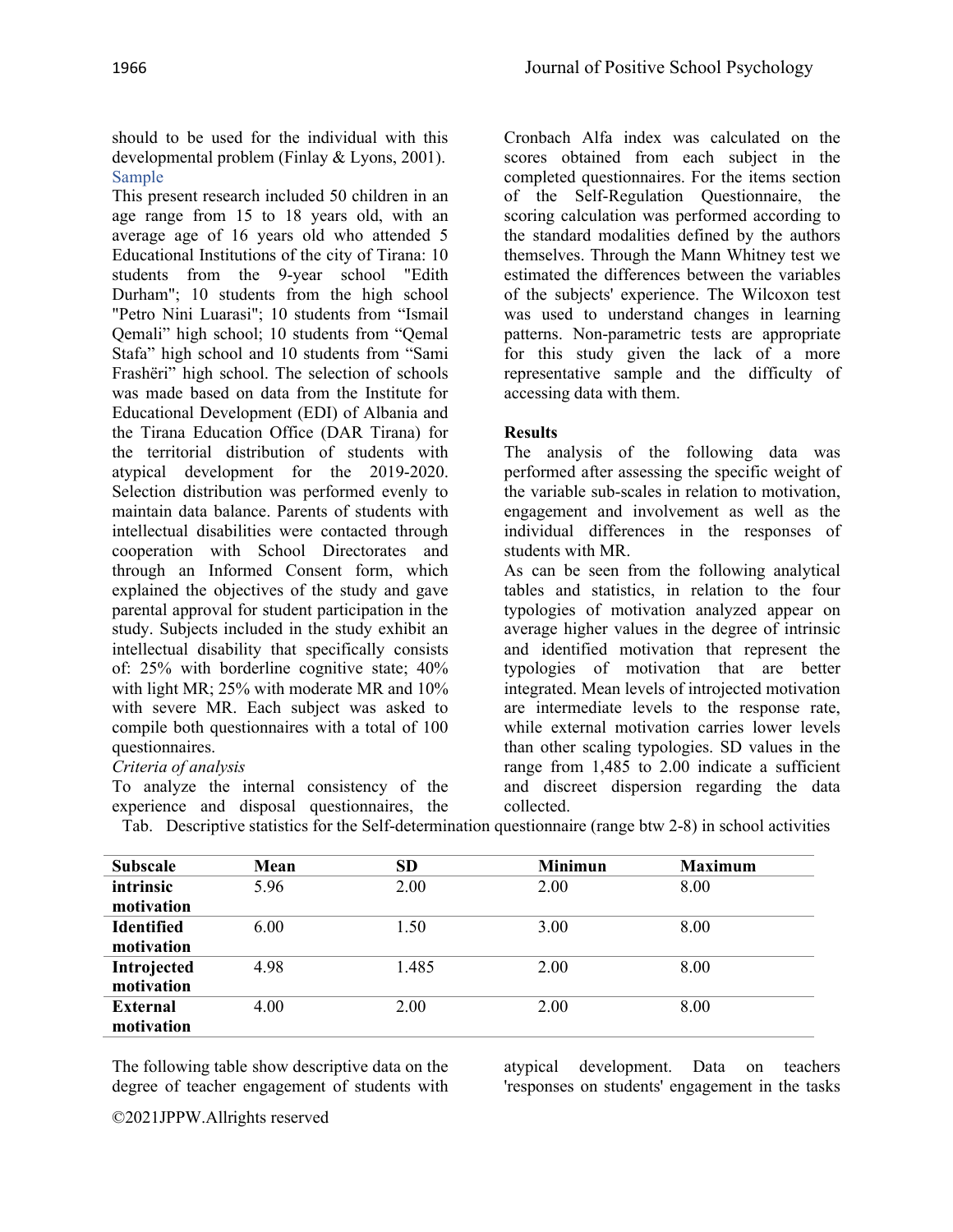should to be used for the individual with this developmental problem (Finlay & Lyons, 2001).

### Sample

This present research included 50 children in an age range from 15 to 18 years old, with an average age of 16 years old who attended 5 Educational Institutions of the city of Tirana: 10 students from the 9-year school "Edith Durham"; 10 students from the high school "Petro Nini Luarasi"; 10 students from “Ismail Qemali” high school; 10 students from “Qemal Stafa” high school and 10 students from “Sami Frashëri” high school. The selection of schools was made based on data from the Institute for Educational Development (EDI) of Albania and the Tirana Education Office (DAR Tirana) for the territorial distribution of students with atypical development for the 2019-2020. Selection distribution was performed evenly to maintain data balance. Parents of students with intellectual disabilities were contacted through cooperation with School Directorates and through an Informed Consent form, which explained the objectives of the study and gave parental approval for student participation in the study. Subjects included in the study exhibit an intellectual disability that specifically consists of: 25% with borderline cognitive state; 40% with light MR; 25% with moderate MR and 10% with severe MR. Each subject was asked to compile both questionnaires with a total of 100 questionnaires.

*Criteria of analysis*

To analyze the internal consistency of the experience and disposal questionnaires, the Cronbach Alfa index was calculated on the scores obtained from each subject in the completed questionnaires. For the items section of the Self-Regulation Questionnaire, the scoring calculation was performed according to the standard modalities defined by the authors themselves. Through the Mann Whitney test we estimated the differences between the variables of the subjects' experience. The Wilcoxon test was used to understand changes in learning patterns. Non-parametric tests are appropriate for this study given the lack of a more representative sample and the difficulty of accessing data with them.

**Results**

The analysis of the following data was performed after assessing the specific weight of the variable sub-scales in relation to motivation, engagement and involvement as well as the individual differences in the responses of students with MR.

As can be seen from the following analytical tables and statistics, in relation to the four typologies of motivation analyzed appear on average higher values in the degree of intrinsic and identified motivation that represent the typologies of motivation that are better integrated. Mean levels of introjected motivation are intermediate levels to the response rate, while external motivation carries lower levels than other scaling typologies. SD values in the range from 1,485 to 2.00 indicate a sufficient and discreet dispersion regarding the data collected.

Tab. Descriptive statistics for the Self-determination questionnaire (range btw 2-8) in school activities

| Subscale | Mean | SD | Minimun | Maximum |
|---|---|---|---|---|
| **intrinsic motivation** | 5.96 | 2.00 | 2.00 | 8.00 |
| **Identified motivation** | 6.00 | 1.50 | 3.00 | 8.00 |
| **Introjected motivation** | 4.98 | 1.485 | 2.00 | 8.00 |
| **External motivation** | 4.00 | 2.00 | 2.00 | 8.00 |

The following table show descriptive data on the degree of teacher engagement of students with atypical development. Data on teachers 'responses on students' engagement in the tasks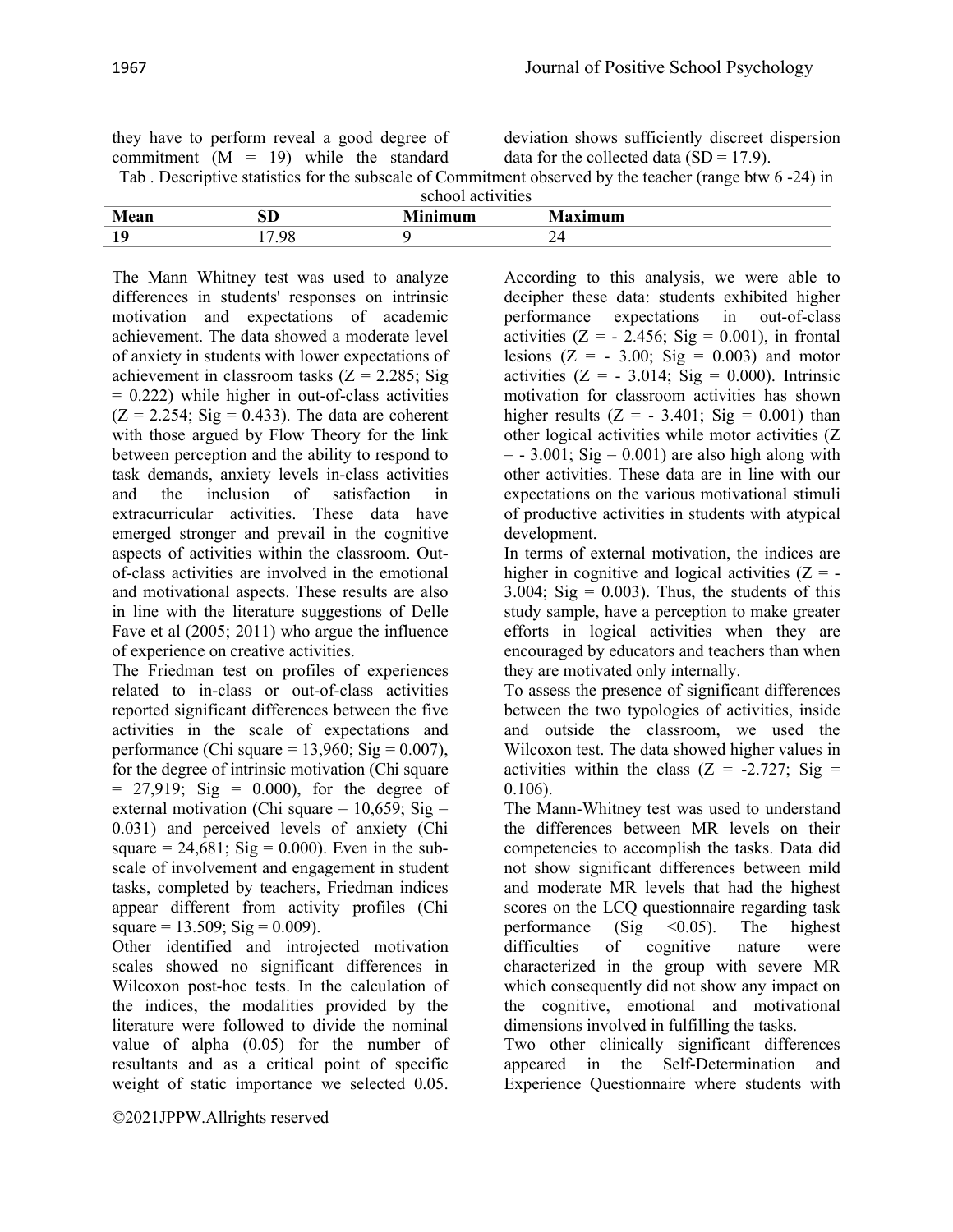they have to perform reveal a good degree of commitment ($M = 19$) while the standard deviation shows sufficiently discreet dispersion data for the collected data ($SD = 17.9$).

Tab . Descriptive statistics for the subscale of Commitment observed by the teacher (range btw 6 -24) in school activities

| Mean | SD | Minimum | Maximum |
|---|---|---|---|
| **19** | 17.98 | 9 | 24 |

The Mann Whitney test was used to analyze differences in students' responses on intrinsic motivation and expectations of academic achievement. The data showed a moderate level of anxiety in students with lower expectations of achievement in classroom tasks ($Z = 2.285$; Sig = 0.222) while higher in out-of-class activities ($Z = 2.254$; Sig = 0.433). The data are coherent with those argued by Flow Theory for the link between perception and the ability to respond to task demands, anxiety levels in-class activities and the inclusion of satisfaction in extracurricular activities. These data have emerged stronger and prevail in the cognitive aspects of activities within the classroom. Out-of-class activities are involved in the emotional and motivational aspects. These results are also in line with the literature suggestions of Delle Fave et al (2005; 2011) who argue the influence of experience on creative activities.

The Friedman test on profiles of experiences related to in-class or out-of-class activities reported significant differences between the five activities in the scale of expectations and performance (Chi square = 13,960; Sig = 0.007), for the degree of intrinsic motivation (Chi square = 27,919; Sig = 0.000), for the degree of external motivation (Chi square = 10,659; Sig = 0.031) and perceived levels of anxiety (Chi square = 24,681; Sig = 0.000). Even in the sub-scale of involvement and engagement in student tasks, completed by teachers, Friedman indices appear different from activity profiles (Chi square = 13.509; Sig = 0.009).

Other identified and introjected motivation scales showed no significant differences in Wilcoxon post-hoc tests. In the calculation of the indices, the modalities provided by the literature were followed to divide the nominal value of alpha (0.05) for the number of resultants and as a critical point of specific weight of static importance we selected 0.05. According to this analysis, we were able to decipher these data: students exhibited higher performance expectations in out-of-class activities ($Z = -2.456$; Sig = 0.001), in frontal lesions ($Z = -3.00$; Sig = 0.003) and motor activities ($Z = -3.014$; Sig = 0.000). Intrinsic motivation for classroom activities has shown higher results ($Z = -3.401$; Sig = 0.001) than other logical activities while motor activities ($Z = -3.001$; Sig = 0.001) are also high along with other activities. These data are in line with our expectations on the various motivational stimuli of productive activities in students with atypical development.

In terms of external motivation, the indices are higher in cognitive and logical activities ($Z = -3.004$; Sig = 0.003). Thus, the students of this study sample, have a perception to make greater efforts in logical activities when they are encouraged by educators and teachers than when they are motivated only internally.

To assess the presence of significant differences between the two typologies of activities, inside and outside the classroom, we used the Wilcoxon test. The data showed higher values in activities within the class ($Z = -2.727$; Sig = 0.106).

The Mann-Whitney test was used to understand the differences between MR levels on their competencies to accomplish the tasks. Data did not show significant differences between mild and moderate MR levels that had the highest scores on the LCQ questionnaire regarding task performance (Sig <0.05). The highest difficulties of cognitive nature were characterized in the group with severe MR which consequently did not show any impact on the cognitive, emotional and motivational dimensions involved in fulfilling the tasks.

Two other clinically significant differences appeared in the Self-Determination and Experience Questionnaire where students with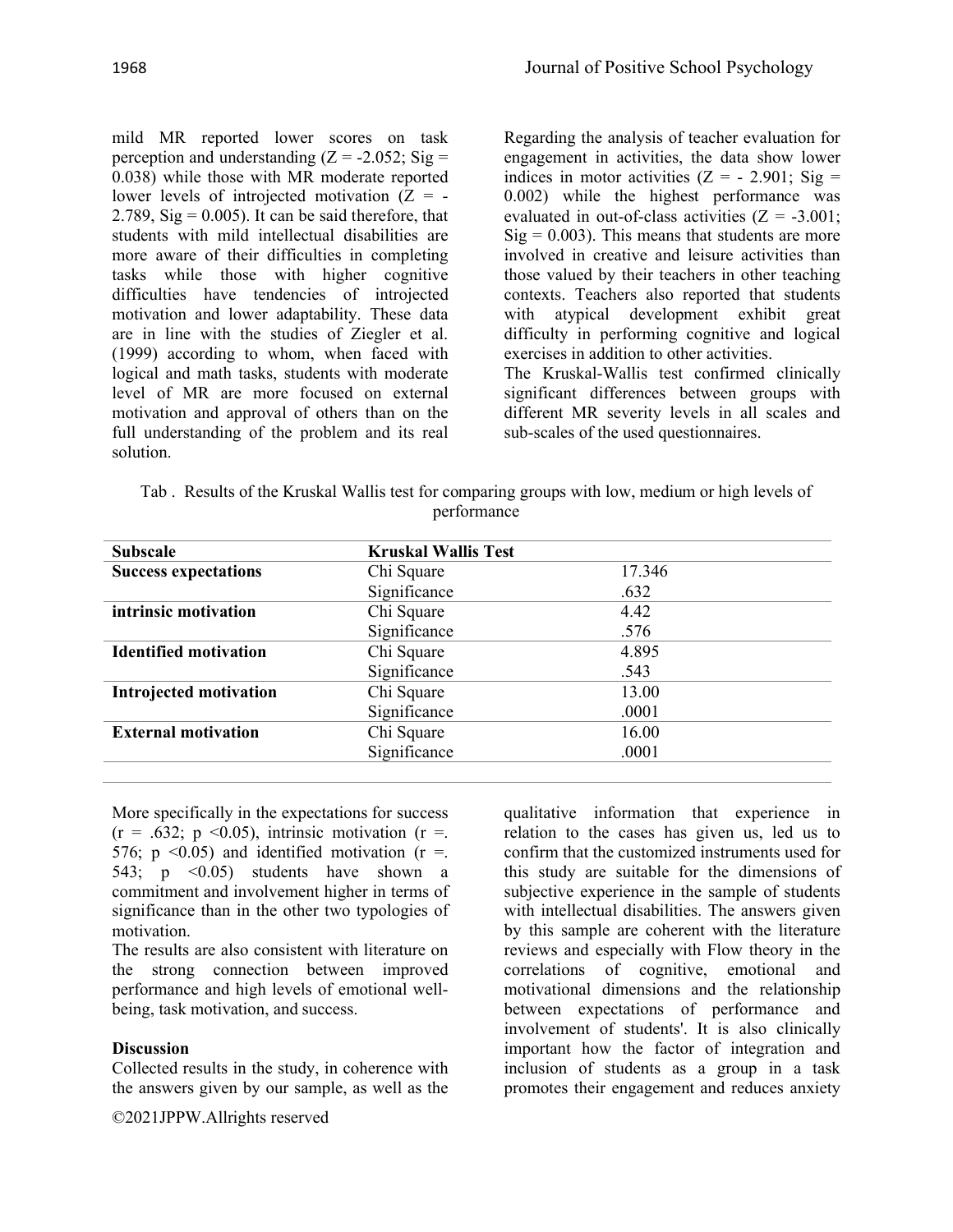mild MR reported lower scores on task perception and understanding ($Z = -2.052$; Sig = 0.038) while those with MR moderate reported lower levels of introjected motivation ($Z = -2.789$, Sig = 0.005). It can be said therefore, that students with mild intellectual disabilities are more aware of their difficulties in completing tasks while those with higher cognitive difficulties have tendencies of introjected motivation and lower adaptability. These data are in line with the studies of Ziegler et al. (1999) according to whom, when faced with logical and math tasks, students with moderate level of MR are more focused on external motivation and approval of others than on the full understanding of the problem and its real solution.

Regarding the analysis of teacher evaluation for engagement in activities, the data show lower indices in motor activities ($Z = -2.901$; Sig = 0.002) while the highest performance was evaluated in out-of-class activities ($Z = -3.001$; Sig = 0.003). This means that students are more involved in creative and leisure activities than those valued by their teachers in other teaching contexts. Teachers also reported that students with atypical development exhibit great difficulty in performing cognitive and logical exercises in addition to other activities.

The Kruskal-Wallis test confirmed clinically significant differences between groups with different MR severity levels in all scales and sub-scales of the used questionnaires.

Tab . Results of the Kruskal Wallis test for comparing groups with low, medium or high levels of performance

| Subscale | Kruskal Wallis Test | |
|---|---|---|
| **Success expectations** | Chi Square | 17.346 |
| | Significance | .632 |
| **intrinsic motivation** | Chi Square | 4.42 |
| | Significance | .576 |
| **Identified motivation** | Chi Square | 4.895 |
| | Significance | .543 |
| **Introjected motivation** | Chi Square | 13.00 |
| | Significance | .0001 |
| **External motivation** | Chi Square | 16.00 |
| | Significance | .0001 |

More specifically in the expectations for success ($r = .632$; $p < 0.05$), intrinsic motivation ($r = .576$; $p < 0.05$) and identified motivation ($r = .543$; $p < 0.05$) students have shown a commitment and involvement higher in terms of significance than in the other two typologies of motivation.

The results are also consistent with literature on the strong connection between improved performance and high levels of emotional well-being, task motivation, and success.

### Discussion

Collected results in the study, in coherence with the answers given by our sample, as well as the qualitative information that experience in relation to the cases has given us, led us to confirm that the customized instruments used for this study are suitable for the dimensions of subjective experience in the sample of students with intellectual disabilities. The answers given by this sample are coherent with the literature reviews and especially with Flow theory in the correlations of cognitive, emotional and motivational dimensions and the relationship between expectations of performance and involvement of students'. It is also clinically important how the factor of integration and inclusion of students as a group in a task promotes their engagement and reduces anxiety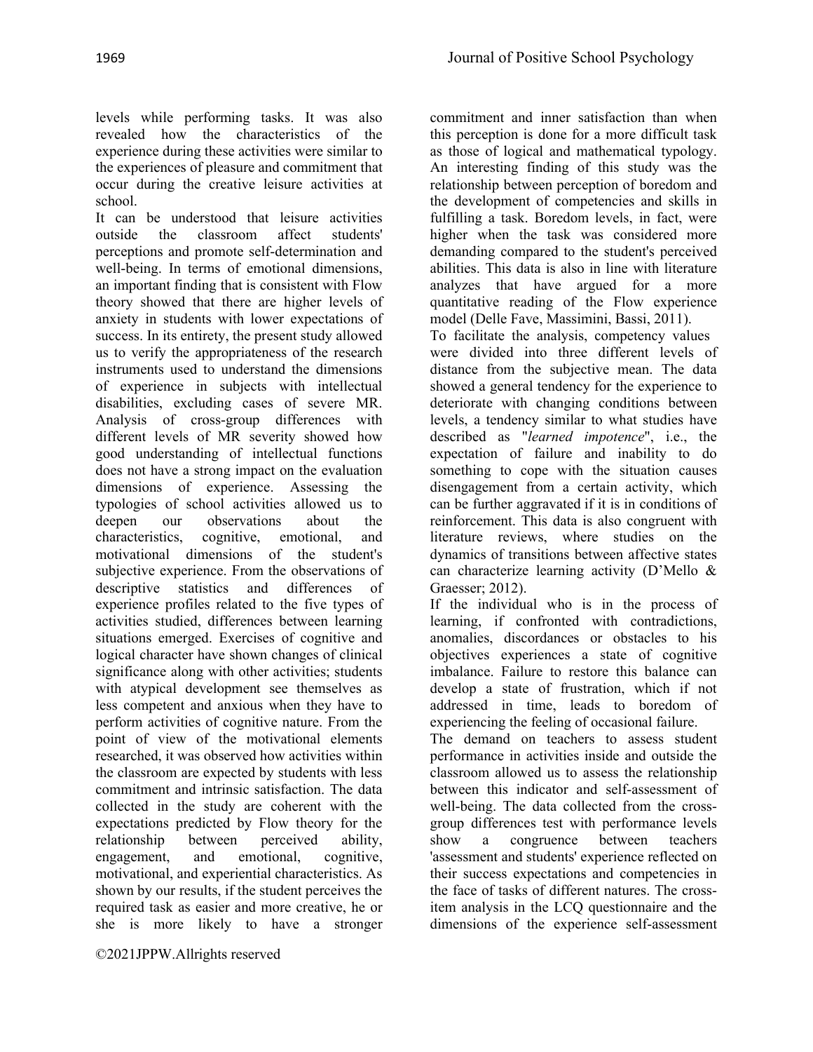levels while performing tasks. It was also revealed how the characteristics of the experience during these activities were similar to the experiences of pleasure and commitment that occur during the creative leisure activities at school.

It can be understood that leisure activities outside the classroom affect students' perceptions and promote self-determination and well-being. In terms of emotional dimensions, an important finding that is consistent with Flow theory showed that there are higher levels of anxiety in students with lower expectations of success. In its entirety, the present study allowed us to verify the appropriateness of the research instruments used to understand the dimensions of experience in subjects with intellectual disabilities, excluding cases of severe MR. Analysis of cross-group differences with different levels of MR severity showed how good understanding of intellectual functions does not have a strong impact on the evaluation dimensions of experience. Assessing the typologies of school activities allowed us to deepen our observations about the characteristics, cognitive, emotional, and motivational dimensions of the student's subjective experience. From the observations of descriptive statistics and differences of experience profiles related to the five types of activities studied, differences between learning situations emerged. Exercises of cognitive and logical character have shown changes of clinical significance along with other activities; students with atypical development see themselves as less competent and anxious when they have to perform activities of cognitive nature. From the point of view of the motivational elements researched, it was observed how activities within the classroom are expected by students with less commitment and intrinsic satisfaction. The data collected in the study are coherent with the expectations predicted by Flow theory for the relationship between perceived ability, engagement, and emotional, cognitive, motivational, and experiential characteristics. As shown by our results, if the student perceives the required task as easier and more creative, he or she is more likely to have a stronger commitment and inner satisfaction than when this perception is done for a more difficult task as those of logical and mathematical typology. An interesting finding of this study was the relationship between perception of boredom and the development of competencies and skills in fulfilling a task. Boredom levels, in fact, were higher when the task was considered more demanding compared to the student's perceived abilities. This data is also in line with literature analyzes that have argued for a more quantitative reading of the Flow experience model (Delle Fave, Massimini, Bassi, 2011).

To facilitate the analysis, competency values were divided into three different levels of distance from the subjective mean. The data showed a general tendency for the experience to deteriorate with changing conditions between levels, a tendency similar to what studies have described as "*learned impotence*", i.e., the expectation of failure and inability to do something to cope with the situation causes disengagement from a certain activity, which can be further aggravated if it is in conditions of reinforcement. This data is also congruent with literature reviews, where studies on the dynamics of transitions between affective states can characterize learning activity (D'Mello & Graesser; 2012).

If the individual who is in the process of learning, if confronted with contradictions, anomalies, discordances or obstacles to his objectives experiences a state of cognitive imbalance. Failure to restore this balance can develop a state of frustration, which if not addressed in time, leads to boredom of experiencing the feeling of occasional failure.

The demand on teachers to assess student performance in activities inside and outside the classroom allowed us to assess the relationship between this indicator and self-assessment of well-being. The data collected from the cross-group differences test with performance levels show a congruence between teachers 'assessment and students' experience reflected on their success expectations and competencies in the face of tasks of different natures. The cross-item analysis in the LCQ questionnaire and the dimensions of the experience self-assessment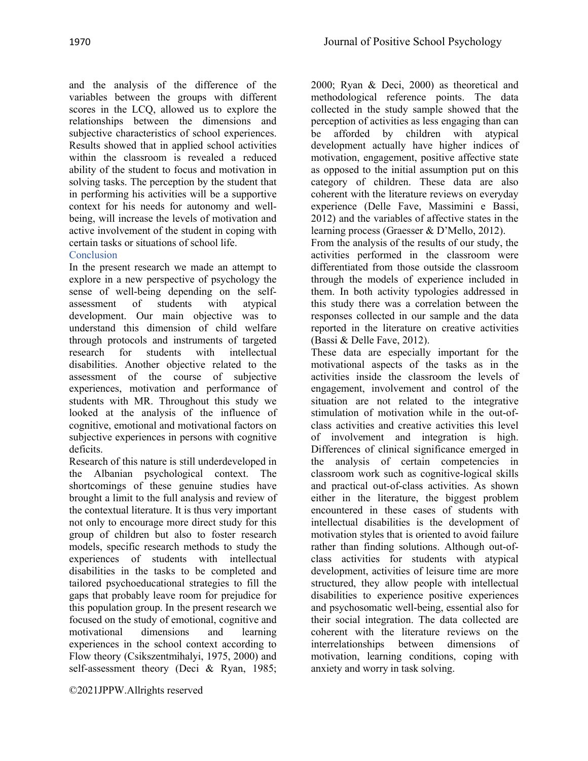and the analysis of the difference of the variables between the groups with different scores in the LCQ, allowed us to explore the relationships between the dimensions and subjective characteristics of school experiences. Results showed that in applied school activities within the classroom is revealed a reduced ability of the student to focus and motivation in solving tasks. The perception by the student that in performing his activities will be a supportive context for his needs for autonomy and well-being, will increase the levels of motivation and active involvement of the student in coping with certain tasks or situations of school life.

## Conclusion

In the present research we made an attempt to explore in a new perspective of psychology the sense of well-being depending on the self-assessment of students with atypical development. Our main objective was to understand this dimension of child welfare through protocols and instruments of targeted research for students with intellectual disabilities. Another objective related to the assessment of the course of subjective experiences, motivation and performance of students with MR. Throughout this study we looked at the analysis of the influence of cognitive, emotional and motivational factors on subjective experiences in persons with cognitive deficits.

Research of this nature is still underdeveloped in the Albanian psychological context. The shortcomings of these genuine studies have brought a limit to the full analysis and review of the contextual literature. It is thus very important not only to encourage more direct study for this group of children but also to foster research models, specific research methods to study the experiences of students with intellectual disabilities in the tasks to be completed and tailored psychoeducational strategies to fill the gaps that probably leave room for prejudice for this population group. In the present research we focused on the study of emotional, cognitive and motivational dimensions and learning experiences in the school context according to Flow theory (Csikszentmihalyi, 1975, 2000) and self-assessment theory (Deci & Ryan, 1985; 2000; Ryan & Deci, 2000) as theoretical and methodological reference points. The data collected in the study sample showed that the perception of activities as less engaging than can be afforded by children with atypical development actually have higher indices of motivation, engagement, positive affective state as opposed to the initial assumption put on this category of children. These data are also coherent with the literature reviews on everyday experience (Delle Fave, Massimini e Bassi, 2012) and the variables of affective states in the learning process (Graesser & D'Mello, 2012).

From the analysis of the results of our study, the activities performed in the classroom were differentiated from those outside the classroom through the models of experience included in them. In both activity typologies addressed in this study there was a correlation between the responses collected in our sample and the data reported in the literature on creative activities (Bassi & Delle Fave, 2012).

These data are especially important for the motivational aspects of the tasks as in the activities inside the classroom the levels of engagement, involvement and control of the situation are not related to the integrative stimulation of motivation while in the out-of-class activities and creative activities this level of involvement and integration is high. Differences of clinical significance emerged in the analysis of certain competencies in classroom work such as cognitive-logical skills and practical out-of-class activities. As shown either in the literature, the biggest problem encountered in these cases of students with intellectual disabilities is the development of motivation styles that is oriented to avoid failure rather than finding solutions. Although out-of-class activities for students with atypical development, activities of leisure time are more structured, they allow people with intellectual disabilities to experience positive experiences and psychosomatic well-being, essential also for their social integration. The data collected are coherent with the literature reviews on the interrelationships between dimensions of motivation, learning conditions, coping with anxiety and worry in task solving.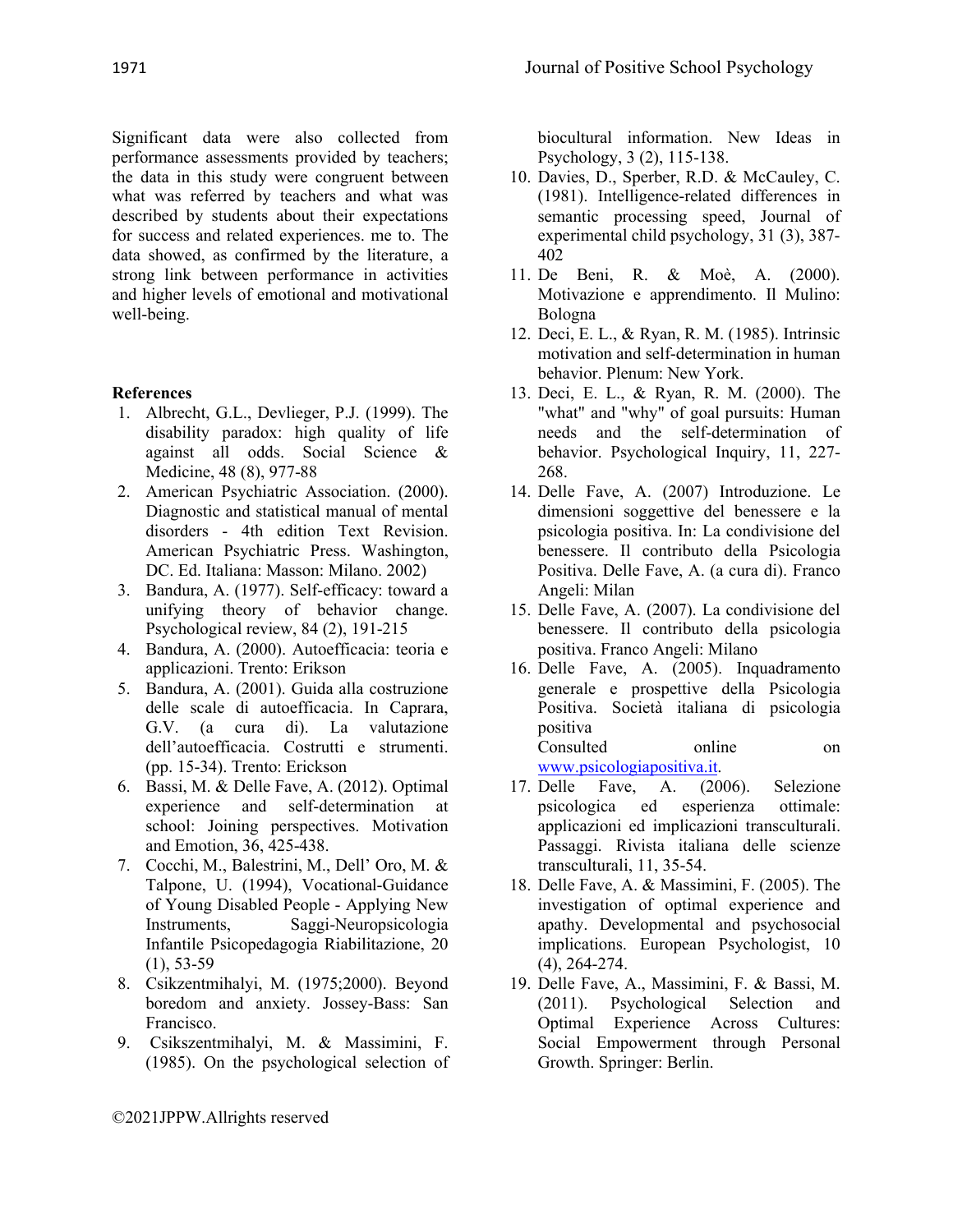Significant data were also collected from performance assessments provided by teachers; the data in this study were congruent between what was referred by teachers and what was described by students about their expectations for success and related experiences. me to. The data showed, as confirmed by the literature, a strong link between performance in activities and higher levels of emotional and motivational well-being.

**References**

1. Albrecht, G.L., Devlieger, P.J. (1999). The disability paradox: high quality of life against all odds. Social Science & Medicine, 48 (8), 977-88
2. American Psychiatric Association. (2000). Diagnostic and statistical manual of mental disorders - 4th edition Text Revision. American Psychiatric Press. Washington, DC. Ed. Italiana: Masson: Milano. 2002)
3. Bandura, A. (1977). Self-efficacy: toward a unifying theory of behavior change. Psychological review, 84 (2), 191-215
4. Bandura, A. (2000). Autoefficacia: teoria e applicazioni. Trento: Erikson
5. Bandura, A. (2001). Guida alla costruzione delle scale di autoefficacia. In Caprara, G.V. (a cura di). La valutazione dell'autoefficacia. Costrutti e strumenti. (pp. 15-34). Trento: Erickson
6. Bassi, M. & Delle Fave, A. (2012). Optimal experience and self-determination at school: Joining perspectives. Motivation and Emotion, 36, 425-438.
7. Cocchi, M., Balestrini, M., Dell' Oro, M. & Talpone, U. (1994), Vocational-Guidance of Young Disabled People - Applying New Instruments, Saggi-Neuropsicologia Infantile Psicopedagogia Riabilitazione, 20 (1), 53-59
8. Csikzentmihalyi, M. (1975;2000). Beyond boredom and anxiety. Jossey-Bass: San Francisco.
9. Csikszentmihalyi, M. & Massimini, F. (1985). On the psychological selection of biocultural information. New Ideas in Psychology, 3 (2), 115-138.
10. Davies, D., Sperber, R.D. & McCauley, C. (1981). Intelligence-related differences in semantic processing speed, Journal of experimental child psychology, 31 (3), 387-402
11. De Beni, R. & Moè, A. (2000). Motivazione e apprendimento. Il Mulino: Bologna
12. Deci, E. L., & Ryan, R. M. (1985). Intrinsic motivation and self-determination in human behavior. Plenum: New York.
13. Deci, E. L., & Ryan, R. M. (2000). The "what" and "why" of goal pursuits: Human needs and the self-determination of behavior. Psychological Inquiry, 11, 227-268.
14. Delle Fave, A. (2007) Introduzione. Le dimensioni soggettive del benessere e la psicologia positiva. In: La condivisione del benessere. Il contributo della Psicologia Positiva. Delle Fave, A. (a cura di). Franco Angeli: Milan
15. Delle Fave, A. (2007). La condivisione del benessere. Il contributo della psicologia positiva. Franco Angeli: Milano
16. Delle Fave, A. (2005). Inquadramento generale e prospettive della Psicologia Positiva. Società italiana di psicologia positiva
    Consulted online on www.psicologiapositiva.it.
17. Delle Fave, A. (2006). Selezione psicologica ed esperienza ottimale: applicazioni ed implicazioni transculturali. Passaggi. Rivista italiana delle scienze transculturali, 11, 35-54.
18. Delle Fave, A. & Massimini, F. (2005). The investigation of optimal experience and apathy. Developmental and psychosocial implications. European Psychologist, 10 (4), 264-274.
19. Delle Fave, A., Massimini, F. & Bassi, M. (2011). Psychological Selection and Optimal Experience Across Cultures: Social Empowerment through Personal Growth. Springer: Berlin.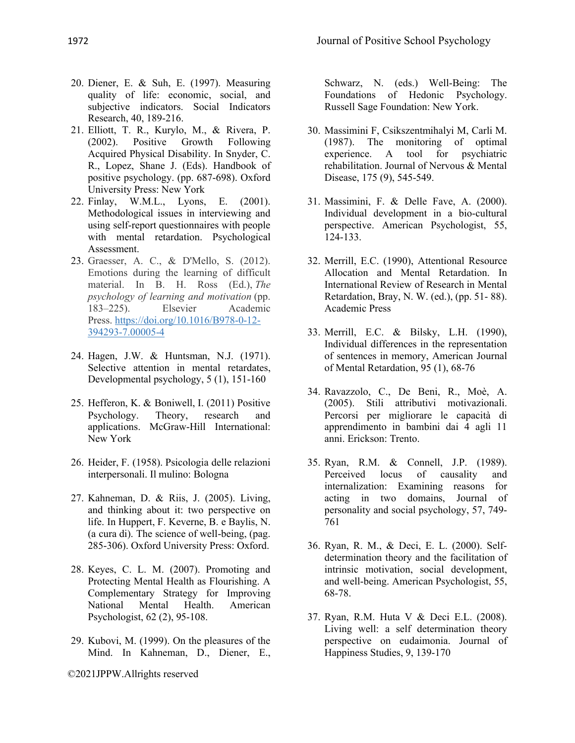20. Diener, E. & Suh, E. (1997). Measuring quality of life: economic, social, and subjective indicators. Social Indicators Research, 40, 189-216.
21. Elliott, T. R., Kurylo, M., & Rivera, P. (2002). Positive Growth Following Acquired Physical Disability. In Snyder, C. R., Lopez, Shane J. (Eds). Handbook of positive psychology. (pp. 687-698). Oxford University Press: New York
22. Finlay, W.M.L., Lyons, E. (2001). Methodological issues in interviewing and using self-report questionnaires with people with mental retardation. Psychological Assessment.
23. Graesser, A. C., & D'Mello, S. (2012). Emotions during the learning of difficult material. In B. H. Ross (Ed.), *The psychology of learning and motivation* (pp. 183–225). Elsevier Academic Press. https://doi.org/10.1016/B978-0-12-394293-7.00005-4
24. Hagen, J.W. & Huntsman, N.J. (1971). Selective attention in mental retardates, Developmental psychology, 5 (1), 151-160
25. Hefferon, K. & Boniwell, I. (2011) Positive Psychology. Theory, research and applications. McGraw-Hill International: New York
26. Heider, F. (1958). Psicologia delle relazioni interpersonali. Il mulino: Bologna
27. Kahneman, D. & Riis, J. (2005). Living, and thinking about it: two perspective on life. In Huppert, F. Keverne, B. e Baylis, N. (a cura di). The science of well-being, (pag. 285-306). Oxford University Press: Oxford.
28. Keyes, C. L. M. (2007). Promoting and Protecting Mental Health as Flourishing. A Complementary Strategy for Improving National Mental Health. American Psychologist, 62 (2), 95-108.
29. Kubovi, M. (1999). On the pleasures of the Mind. In Kahneman, D., Diener, E., Schwarz, N. (eds.) Well-Being: The Foundations of Hedonic Psychology. Russell Sage Foundation: New York.
30. Massimini F, Csikszentmihalyi M, Carli M. (1987). The monitoring of optimal experience. A tool for psychiatric rehabilitation. Journal of Nervous & Mental Disease, 175 (9), 545-549.
31. Massimini, F. & Delle Fave, A. (2000). Individual development in a bio-cultural perspective. American Psychologist, 55, 124-133.
32. Merrill, E.C. (1990), Attentional Resource Allocation and Mental Retardation. In International Review of Research in Mental Retardation, Bray, N. W. (ed.), (pp. 51- 88). Academic Press
33. Merrill, E.C. & Bilsky, L.H. (1990), Individual differences in the representation of sentences in memory, American Journal of Mental Retardation, 95 (1), 68-76
34. Ravazzolo, C., De Beni, R., Moè, A. (2005). Stili attributivi motivazionali. Percorsi per migliorare le capacità di apprendimento in bambini dai 4 agli 11 anni. Erickson: Trento.
35. Ryan, R.M. & Connell, J.P. (1989). Perceived locus of causality and internalization: Examining reasons for acting in two domains, Journal of personality and social psychology, 57, 749-761
36. Ryan, R. M., & Deci, E. L. (2000). Self-determination theory and the facilitation of intrinsic motivation, social development, and well-being. American Psychologist, 55, 68-78.
37. Ryan, R.M. Huta V & Deci E.L. (2008). Living well: a self determination theory perspective on eudaimonia. Journal of Happiness Studies, 9, 139-170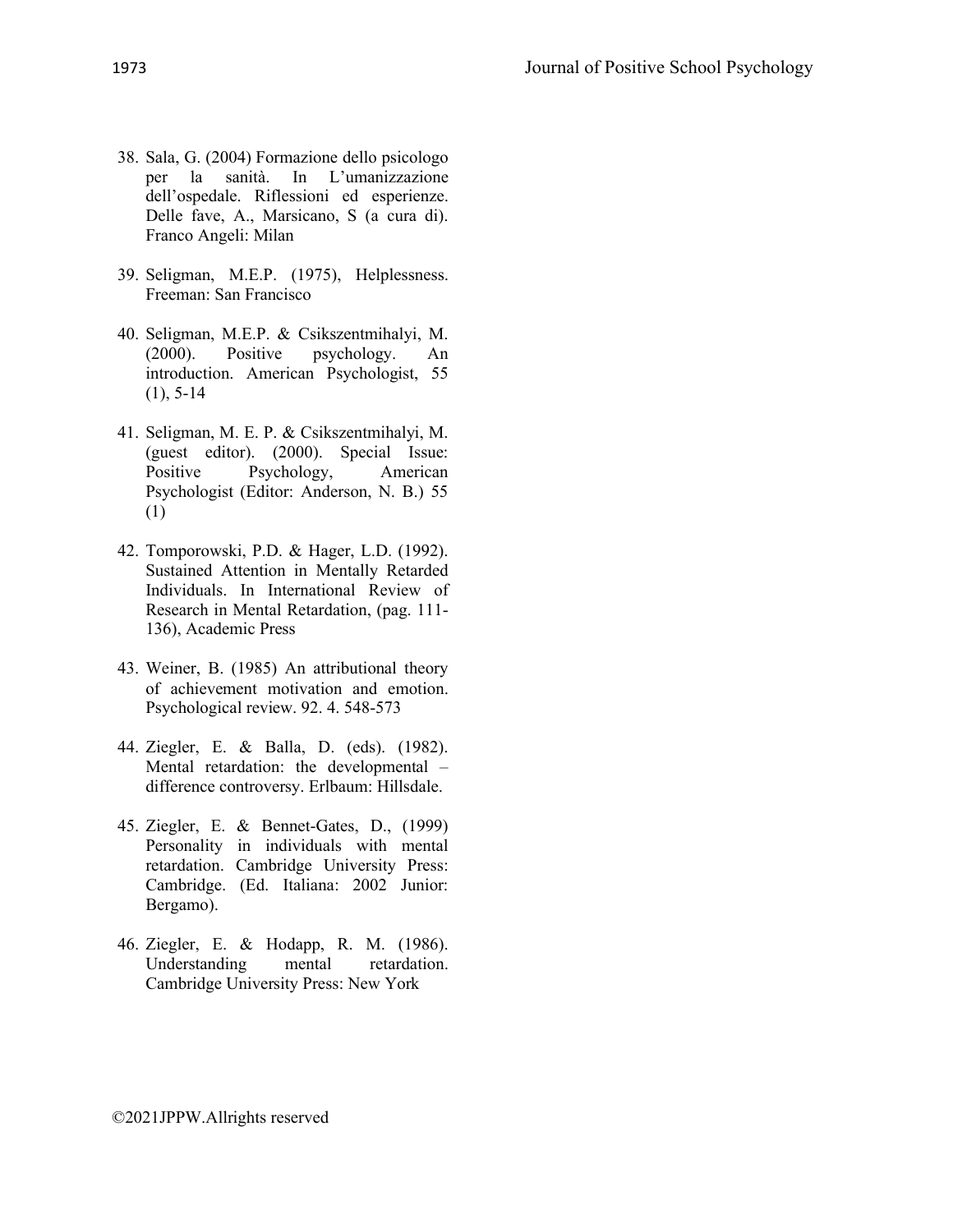38. Sala, G. (2004) Formazione dello psicologo per la sanità. In L'umanizzazione dell'ospedale. Riflessioni ed esperienze. Delle fave, A., Marsicano, S (a cura di). Franco Angeli: Milan

39. Seligman, M.E.P. (1975), Helplessness. Freeman: San Francisco

40. Seligman, M.E.P. & Csikszentmihalyi, M. (2000). Positive psychology. An introduction. American Psychologist, 55 (1), 5-14

41. Seligman, M. E. P. & Csikszentmihalyi, M. (guest editor). (2000). Special Issue: Positive Psychology, American Psychologist (Editor: Anderson, N. B.) 55 (1)

42. Tomporowski, P.D. & Hager, L.D. (1992). Sustained Attention in Mentally Retarded Individuals. In International Review of Research in Mental Retardation, (pag. 111-136), Academic Press

43. Weiner, B. (1985) An attributional theory of achievement motivation and emotion. Psychological review. 92. 4. 548-573

44. Ziegler, E. & Balla, D. (eds). (1982). Mental retardation: the developmental – difference controversy. Erlbaum: Hillsdale.

45. Ziegler, E. & Bennet-Gates, D., (1999) Personality in individuals with mental retardation. Cambridge University Press: Cambridge. (Ed. Italiana: 2002 Junior: Bergamo).

46. Ziegler, E. & Hodapp, R. M. (1986). Understanding mental retardation. Cambridge University Press: New York